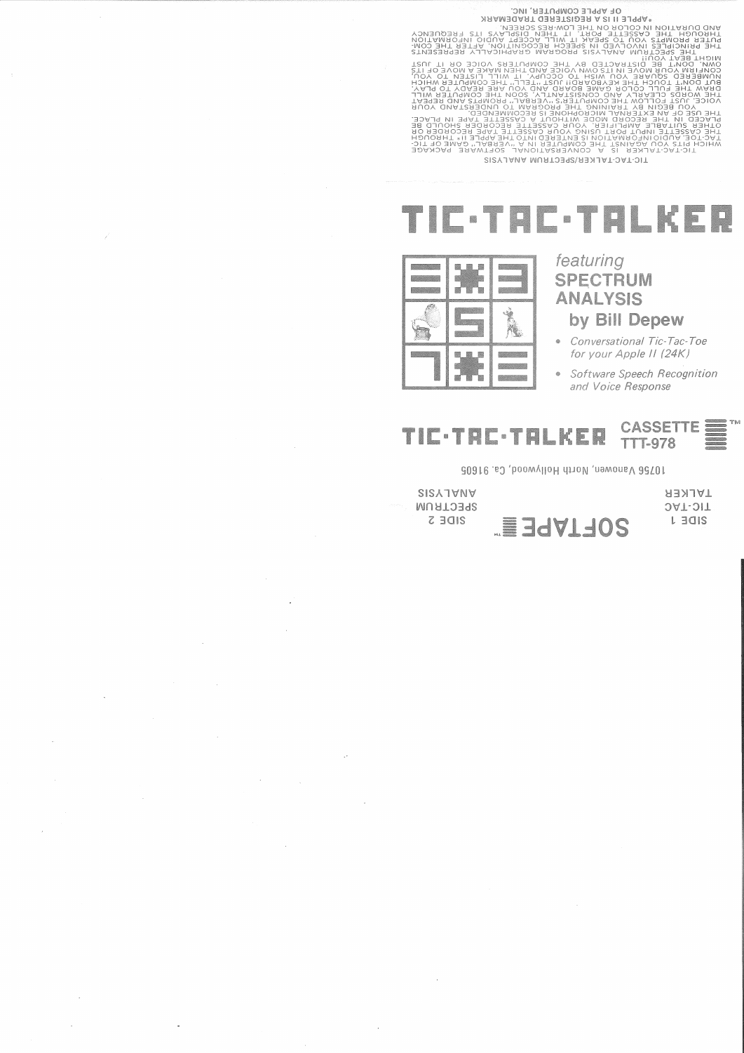TIC-TAC-TALKER/SPECTRUM ANALYSIS

TIC-TAC-TALKER IS A CONVERSATIONAL SOFTWARE PACKAGE WHICH PITS YOU AGAINST THE COMPUTER IN A "VERBAL" GAME OF TIC-TAC-TOE. AUDIO INFORMATION IS ENTERED INTO THE APPLE II* THROUGH THE CASSETTE INPUT PORT USING YOUR CASSETTE TAPE RECORDER OR OTHER SUITABLE AMPLIFIER. YOUR CASSETTE RECORDER SHOULD BE PLACED IN THE RECORD MODE WITHOUT A CASSETTE TAPE IN PLACE. THE USE OF AN EXTERNAL MICROPHONE IS RECOMMENDED.

YOU BEGIN BY TRAINING THE PROGRAM TO UNDERSTAND YOUR VOICE. JUST FOLLOW THE COMPUTER'S "VERBAL" PROMPTS AND REPEAT THE WORDS CLEARLY AND CONSISTANTLY. SOON THE COMPUTER WILL DRAW THE FULL COLOR GAME BOARD AND YOU ARE READY TO PLAY. BUT DON'T TOUCH THE KEYBOARD!! JUST "TELL" THE COMPUTER WHICH NUMBERED SQUARE YOU WISH TO OCCUPY. IT WILL LISTEN TO YOU, CONFIRM YOUR MOVE IN ITS OWN VOICE AND THEN MAKE A MOVE OF ITS OWN. DON'T BE DISTRACTED BY THE COMPUTERS VOICE OR IT JUST MIGHT BEAT YOU!!

THE SPECTRUM ANALYSIS PROGRAM GRAPHICALLY REPRESENTS THE PRINCIPLES INVOLVED IN SPEECH RECOGNITION. AFTER THE COMPUTER PROMPTS YOU TO SPEAK IT WILL ACCEPT AUDIO INFORMATION THROUGH THE CASSETTE PORT. IT THEN DISPLAYS ITS FREQUENCY AND DURATION IN COLOR ON THE LOW-RES SCREEN.

*APPLE II IS A REGISTERED TRADEMARK OF APPLE COMPUTER, INC.

# TIC·TAC·TALKER

*featuring*

## SPECTRUM ANALYSIS

### by Bill Depew

- *Conversational Tic-Tac-Toe for your Apple II (24K)*
- *Software Speech Recognition and Voice Response*

**TIC·TAC·TALKER** CASSETTE™ TTT-978

10756 Vanowen, North Hollywood, Ca. 91605

**SOFTAPE™**

SIDE 1
TIC-TAC
TALKER

SIDE 2
SPECTRUM
ANALYSIS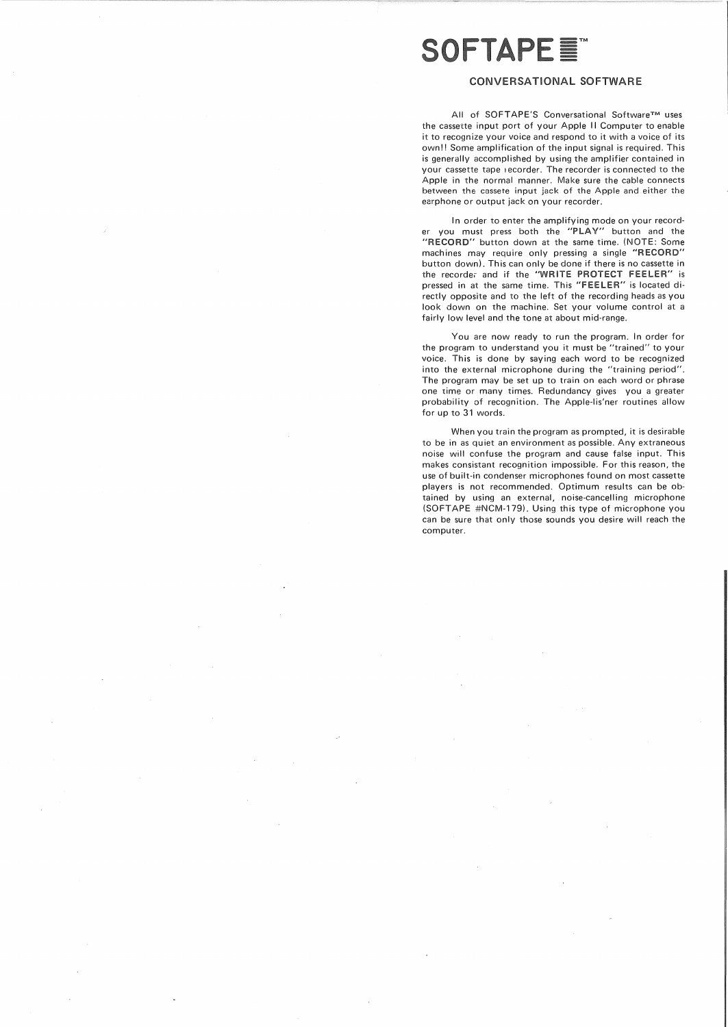# SOFTAPE™

## CONVERSATIONAL SOFTWARE

All of SOFTAPE'S Conversational Software™ uses the cassette input port of your Apple II Computer to enable it to recognize your voice and respond to it with a voice of its own!! Some amplification of the input signal is required. This is generally accomplished by using the amplifier contained in your cassette tape recorder. The recorder is connected to the Apple in the normal manner. Make sure the cable connects between the cassete input jack of the Apple and either the earphone or output jack on your recorder.

In order to enter the amplifying mode on your recorder you must press both the **"PLAY"** button and the **"RECORD"** button down at the same time. (NOTE: Some machines may require only pressing a single **"RECORD"** button down). This can only be done if there is no cassette in the recorder and if the **"WRITE PROTECT FEELER"** is pressed in at the same time. This **"FEELER"** is located directly opposite and to the left of the recording heads as you look down on the machine. Set your volume control at a fairly low level and the tone at about mid-range.

You are now ready to run the program. In order for the program to understand you it must be "trained" to your voice. This is done by saying each word to be recognized into the external microphone during the "training period". The program may be set up to train on each word or phrase one time or many times. Redundancy gives you a greater probability of recognition. The Apple-lis'ner routines allow for up to 31 words.

When you train the program as prompted, it is desirable to be in as quiet an environment as possible. Any extraneous noise will confuse the program and cause false input. This makes consistant recognition impossible. For this reason, the use of built-in condenser microphones found on most cassette players is not recommended. Optimum results can be obtained by using an external, noise-cancelling microphone (SOFTAPE #NCM-179). Using this type of microphone you can be sure that only those sounds you desire will reach the computer.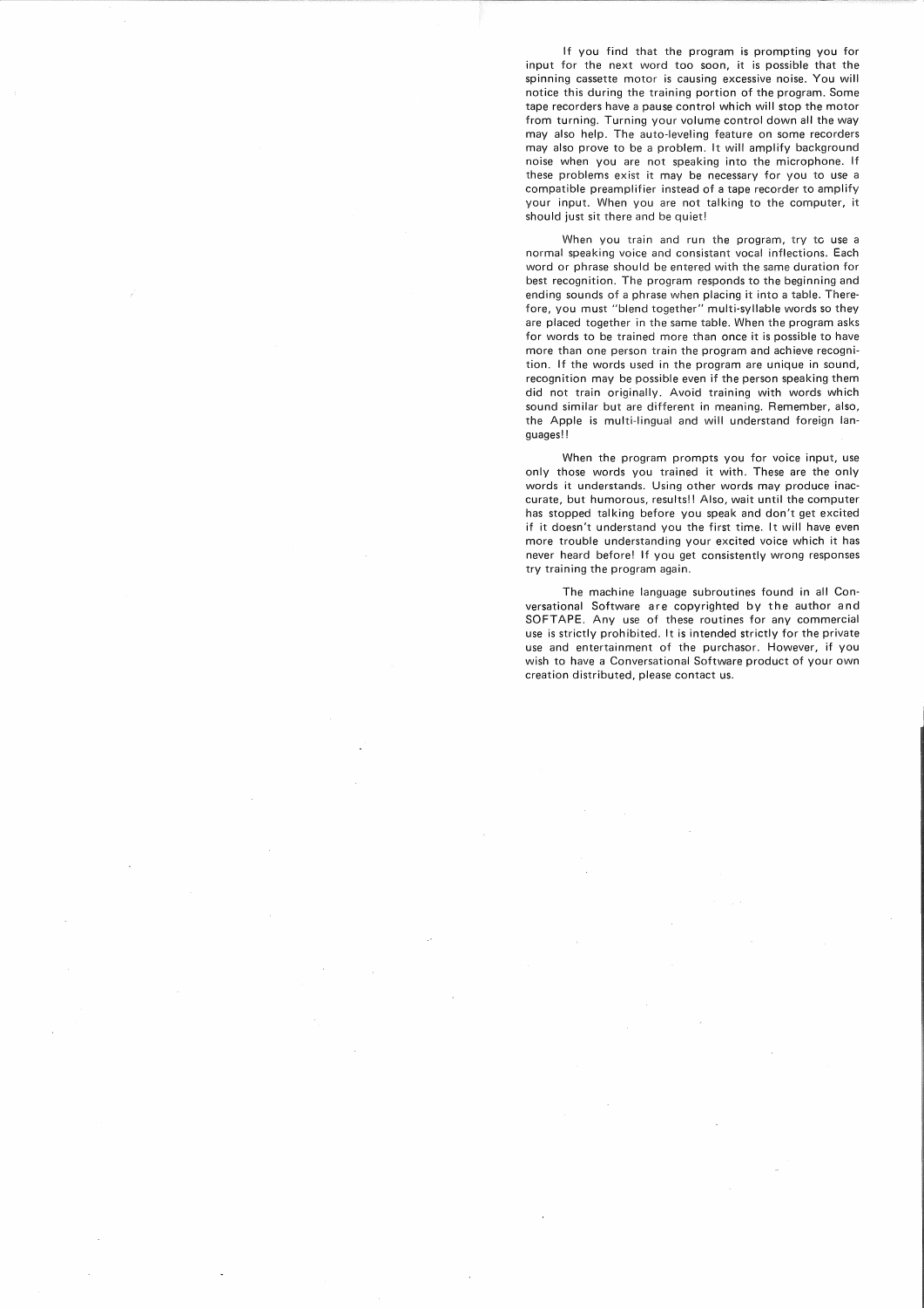If you find that the program is prompting you for input for the next word too soon, it is possible that the spinning cassette motor is causing excessive noise. You will notice this during the training portion of the program. Some tape recorders have a pause control which will stop the motor from turning. Turning your volume control down all the way may also help. The auto-leveling feature on some recorders may also prove to be a problem. It will amplify background noise when you are not speaking into the microphone. If these problems exist it may be necessary for you to use a compatible preamplifier instead of a tape recorder to amplify your input. When you are not talking to the computer, it should just sit there and be quiet!

When you train and run the program, try to use a normal speaking voice and consistant vocal inflections. Each word or phrase should be entered with the same duration for best recognition. The program responds to the beginning and ending sounds of a phrase when placing it into a table. Therefore, you must "blend together" multi-syllable words so they are placed together in the same table. When the program asks for words to be trained more than once it is possible to have more than one person train the program and achieve recognition. If the words used in the program are unique in sound, recognition may be possible even if the person speaking them did not train originally. Avoid training with words which sound similar but are different in meaning. Remember, also, the Apple is multi-lingual and will understand foreign languages!!

When the program prompts you for voice input, use only those words you trained it with. These are the only words it understands. Using other words may produce inaccurate, but humorous, results!! Also, wait until the computer has stopped talking before you speak and don't get excited if it doesn't understand you the first time. It will have even more trouble understanding your excited voice which it has never heard before! If you get consistently wrong responses try training the program again.

The machine language subroutines found in all Conversational Software are copyrighted by the author and SOFTAPE. Any use of these routines for any commercial use is strictly prohibited. It is intended strictly for the private use and entertainment of the purchasor. However, if you wish to have a Conversational Software product of your own creation distributed, please contact us.